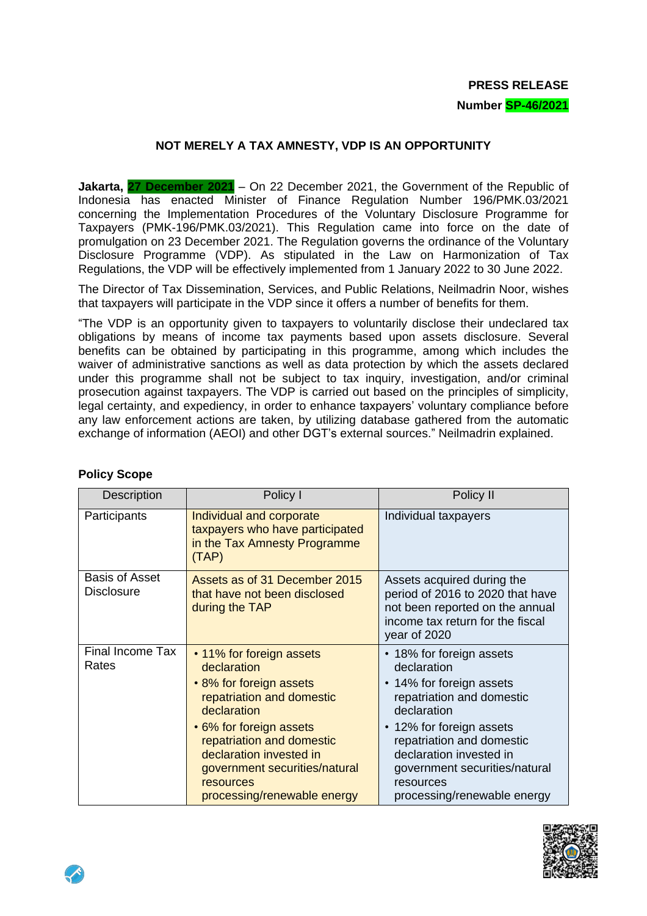**PRESS RELEASE**

**Number SP-46/2021**

## NOT MERELY A TAX AMNESTY, VDP IS AN OPPORTUNITY

**Jakarta, 27 December 2021** – On 22 December 2021, the Government of the Republic of Indonesia has enacted Minister of Finance Regulation Number 196/PMK.03/2021 concerning the Implementation Procedures of the Voluntary Disclosure Programme for Taxpayers (PMK-196/PMK.03/2021). This Regulation came into force on the date of promulgation on 23 December 2021. The Regulation governs the ordinance of the Voluntary Disclosure Programme (VDP). As stipulated in the Law on Harmonization of Tax Regulations, the VDP will be effectively implemented from 1 January 2022 to 30 June 2022.

The Director of Tax Dissemination, Services, and Public Relations, Neilmadrin Noor, wishes that taxpayers will participate in the VDP since it offers a number of benefits for them.

"The VDP is an opportunity given to taxpayers to voluntarily disclose their undeclared tax obligations by means of income tax payments based upon assets disclosure. Several benefits can be obtained by participating in this programme, among which includes the waiver of administrative sanctions as well as data protection by which the assets declared under this programme shall not be subject to tax inquiry, investigation, and/or criminal prosecution against taxpayers. The VDP is carried out based on the principles of simplicity, legal certainty, and expediency, in order to enhance taxpayers' voluntary compliance before any law enforcement actions are taken, by utilizing database gathered from the automatic exchange of information (AEOI) and other DGT's external sources." Neilmadrin explained.

### Policy Scope

| Description | Policy I | Policy II |
|---|---|---|
| Participants | Individual and corporate taxpayers who have participated in the Tax Amnesty Programme (TAP) | Individual taxpayers |
| Basis of Asset Disclosure | Assets as of 31 December 2015 that have not been disclosed during the TAP | Assets acquired during the period of 2016 to 2020 that have not been reported on the annual income tax return for the fiscal year of 2020 |
| Final Income Tax Rates | • 11% for foreign assets declaration<br>• 8% for foreign assets repatriation and domestic declaration<br>• 6% for foreign assets repatriation and domestic declaration invested in government securities/natural resources processing/renewable energy | • 18% for foreign assets declaration<br>• 14% for foreign assets repatriation and domestic declaration<br>• 12% for foreign assets repatriation and domestic declaration invested in government securities/natural resources processing/renewable energy |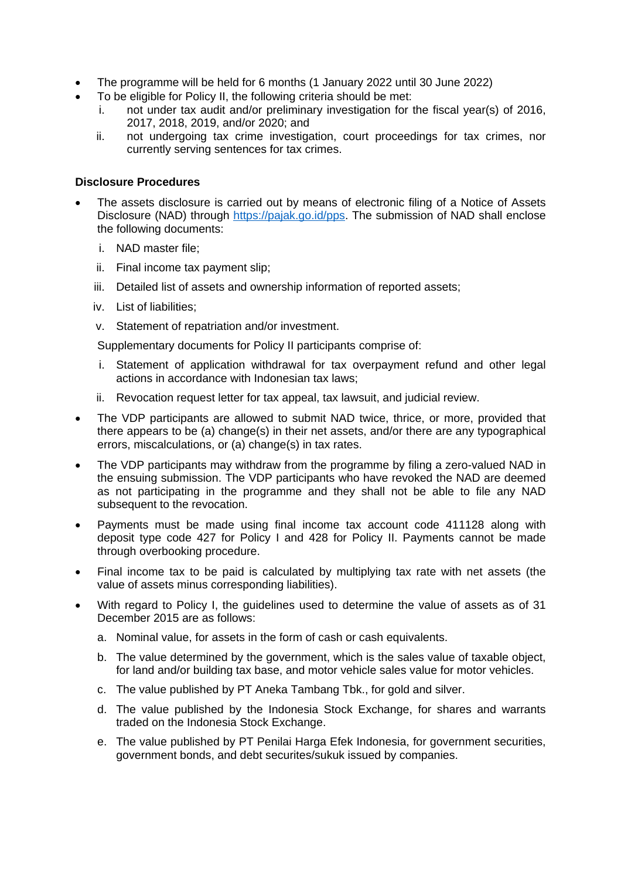- The programme will be held for 6 months (1 January 2022 until 30 June 2022)
- To be eligible for Policy II, the following criteria should be met:
  i. not under tax audit and/or preliminary investigation for the fiscal year(s) of 2016, 2017, 2018, 2019, and/or 2020; and
  ii. not undergoing tax crime investigation, court proceedings for tax crimes, nor currently serving sentences for tax crimes.

**Disclosure Procedures**

- The assets disclosure is carried out by means of electronic filing of a Notice of Assets Disclosure (NAD) through [https://pajak.go.id/pps](https://pajak.go.id/pps). The submission of NAD shall enclose the following documents:
  i. NAD master file;
  ii. Final income tax payment slip;
  iii. Detailed list of assets and ownership information of reported assets;
  iv. List of liabilities;
  v. Statement of repatriation and/or investment.

  Supplementary documents for Policy II participants comprise of:

  i. Statement of application withdrawal for tax overpayment refund and other legal actions in accordance with Indonesian tax laws;
  ii. Revocation request letter for tax appeal, tax lawsuit, and judicial review.
- The VDP participants are allowed to submit NAD twice, thrice, or more, provided that there appears to be (a) change(s) in their net assets, and/or there are any typographical errors, miscalculations, or (a) change(s) in tax rates.
- The VDP participants may withdraw from the programme by filing a zero-valued NAD in the ensuing submission. The VDP participants who have revoked the NAD are deemed as not participating in the programme and they shall not be able to file any NAD subsequent to the revocation.
- Payments must be made using final income tax account code 411128 along with deposit type code 427 for Policy I and 428 for Policy II. Payments cannot be made through overbooking procedure.
- Final income tax to be paid is calculated by multiplying tax rate with net assets (the value of assets minus corresponding liabilities).
- With regard to Policy I, the guidelines used to determine the value of assets as of 31 December 2015 are as follows:
  a. Nominal value, for assets in the form of cash or cash equivalents.
  b. The value determined by the government, which is the sales value of taxable object, for land and/or building tax base, and motor vehicle sales value for motor vehicles.
  c. The value published by PT Aneka Tambang Tbk., for gold and silver.
  d. The value published by the Indonesia Stock Exchange, for shares and warrants traded on the Indonesia Stock Exchange.
  e. The value published by PT Penilai Harga Efek Indonesia, for government securities, government bonds, and debt securites/sukuk issued by companies.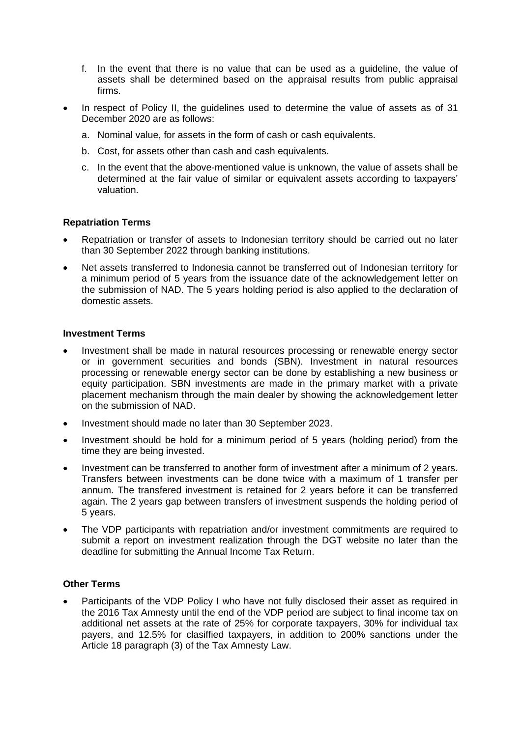f. In the event that there is no value that can be used as a guideline, the value of assets shall be determined based on the appraisal results from public appraisal firms.

- In respect of Policy II, the guidelines used to determine the value of assets as of 31 December 2020 are as follows:
  a. Nominal value, for assets in the form of cash or cash equivalents.
  b. Cost, for assets other than cash and cash equivalents.
  c. In the event that the above-mentioned value is unknown, the value of assets shall be determined at the fair value of similar or equivalent assets according to taxpayers' valuation.

**Repatriation Terms**

- Repatriation or transfer of assets to Indonesian territory should be carried out no later than 30 September 2022 through banking institutions.
- Net assets transferred to Indonesia cannot be transferred out of Indonesian territory for a minimum period of 5 years from the issuance date of the acknowledgement letter on the submission of NAD. The 5 years holding period is also applied to the declaration of domestic assets.

**Investment Terms**

- Investment shall be made in natural resources processing or renewable energy sector or in government securities and bonds (SBN). Investment in natural resources processing or renewable energy sector can be done by establishing a new business or equity participation. SBN investments are made in the primary market with a private placement mechanism through the main dealer by showing the acknowledgement letter on the submission of NAD.
- Investment should made no later than 30 September 2023.
- Investment should be hold for a minimum period of 5 years (holding period) from the time they are being invested.
- Investment can be transferred to another form of investment after a minimum of 2 years. Transfers between investments can be done twice with a maximum of 1 transfer per annum. The transfered investment is retained for 2 years before it can be transferred again. The 2 years gap between transfers of investment suspends the holding period of 5 years.
- The VDP participants with repatriation and/or investment commitments are required to submit a report on investment realization through the DGT website no later than the deadline for submitting the Annual Income Tax Return.

**Other Terms**

- Participants of the VDP Policy I who have not fully disclosed their asset as required in the 2016 Tax Amnesty until the end of the VDP period are subject to final income tax on additional net assets at the rate of 25% for corporate taxpayers, 30% for individual tax payers, and 12.5% for clasiffied taxpayers, in addition to 200% sanctions under the Article 18 paragraph (3) of the Tax Amnesty Law.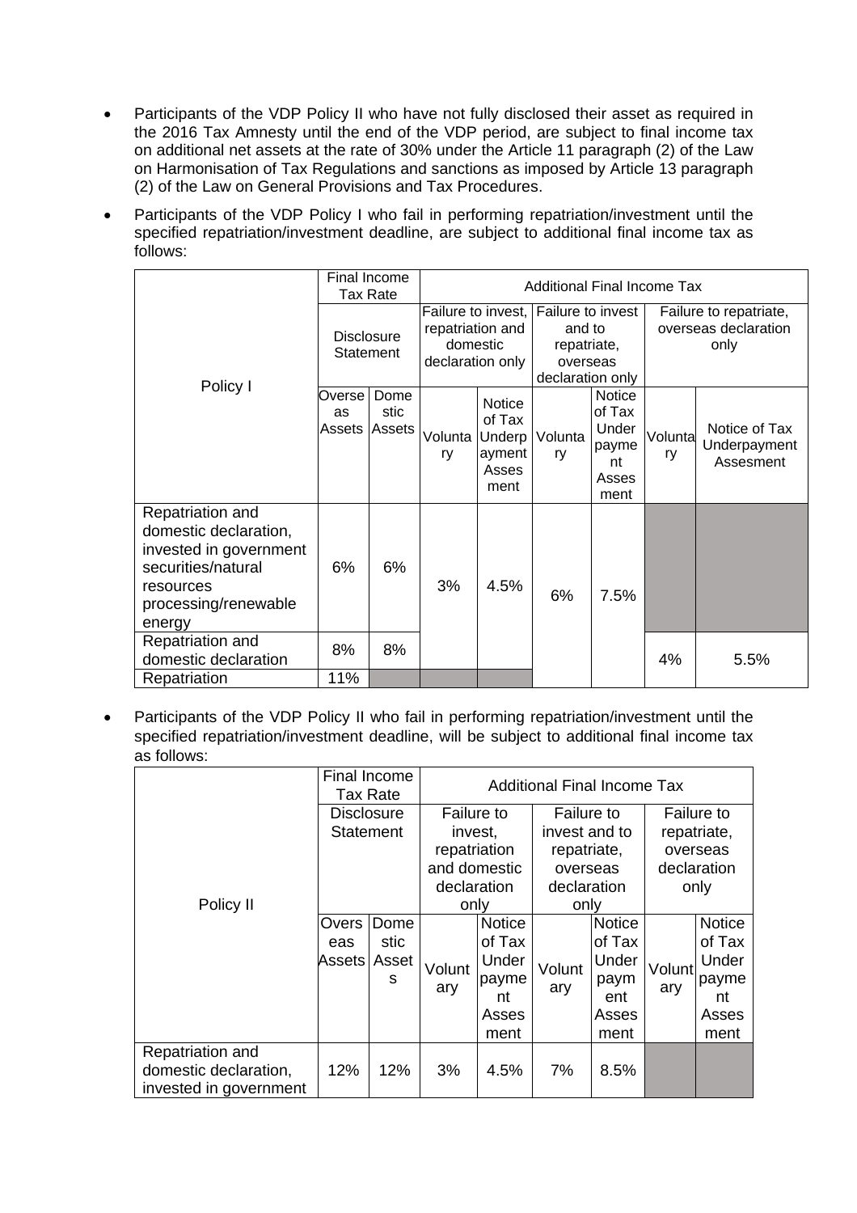- Participants of the VDP Policy II who have not fully disclosed their asset as required in the 2016 Tax Amnesty until the end of the VDP period, are subject to final income tax on additional net assets at the rate of 30% under the Article 11 paragraph (2) of the Law on Harmonisation of Tax Regulations and sanctions as imposed by Article 13 paragraph (2) of the Law on General Provisions and Tax Procedures.

- Participants of the VDP Policy I who fail in performing repatriation/investment until the specified repatriation/investment deadline, are subject to additional final income tax as follows:

| Policy I | Final Income Tax Rate | | Additional Final Income Tax | | | | | |
|---|---|---|---|---|---|---|---|---|
| | Disclosure Statement | | Failure to invest, repatriation and domestic declaration only | | Failure to invest and to repatriate, overseas declaration only | | Failure to repatriate, overseas declaration only | |
| | Overseas Assets | Domestic Assets | Voluntary | Notice of Tax Underpayment Assesment | Voluntary | Notice of Tax Underpayment Assesment | Voluntary | Notice of Tax Underpayment Assesment |
| Repatriation and domestic declaration, invested in government securities/natural resources processing/renewable energy | 6% | 6% | 3% | 4.5% | 6% | 7.5% | | |
| Repatriation and domestic declaration | 8% | 8% | 3% | 4.5% | 6% | 7.5% | 4% | 5.5% |
| Repatriation | 11% | | | | 6% | 7.5% | 4% | 5.5% |

- Participants of the VDP Policy II who fail in performing repatriation/investment until the specified repatriation/investment deadline, will be subject to additional final income tax as follows:

| Policy II | Final Income Tax Rate | | Additional Final Income Tax | | | | | |
|---|---|---|---|---|---|---|---|---|
| | Disclosure Statement | | Failure to invest, repatriation and domestic declaration only | | Failure to invest and to repatriate, overseas declaration only | | Failure to repatriate, overseas declaration only | |
| | Overseas Assets | Domestic Assets | Voluntary | Notice of Tax Underpayment Assessment | Voluntary | Notice of Tax Underpayment Assessment | Voluntary | Notice of Tax Underpayment Assessment |
| Repatriation and domestic declaration, invested in government | 12% | 12% | 3% | 4.5% | 7% | 8.5% | | |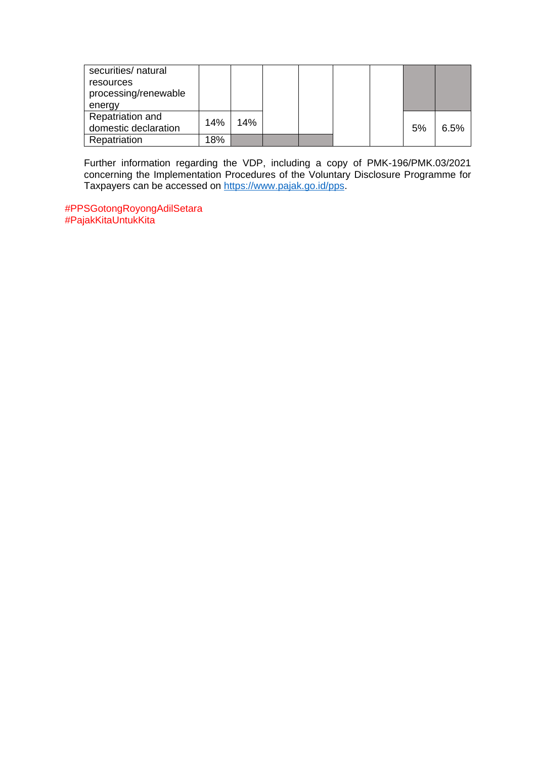| | | | | | | | | |
|---|---|---|---|---|---|---|---|---|
| securities/ natural resources processing/renewable energy | | | | | | | | |
| Repatriation and domestic declaration | 14% | 14% | | | | | 5% | 6.5% |
| Repatriation | 18% | | | | | | | |

Further information regarding the VDP, including a copy of PMK-196/PMK.03/2021 concerning the Implementation Procedures of the Voluntary Disclosure Programme for Taxpayers can be accessed on https://www.pajak.go.id/pps.

#PPSGotongRoyongAdilSetara
#PajakKitaUntukKita